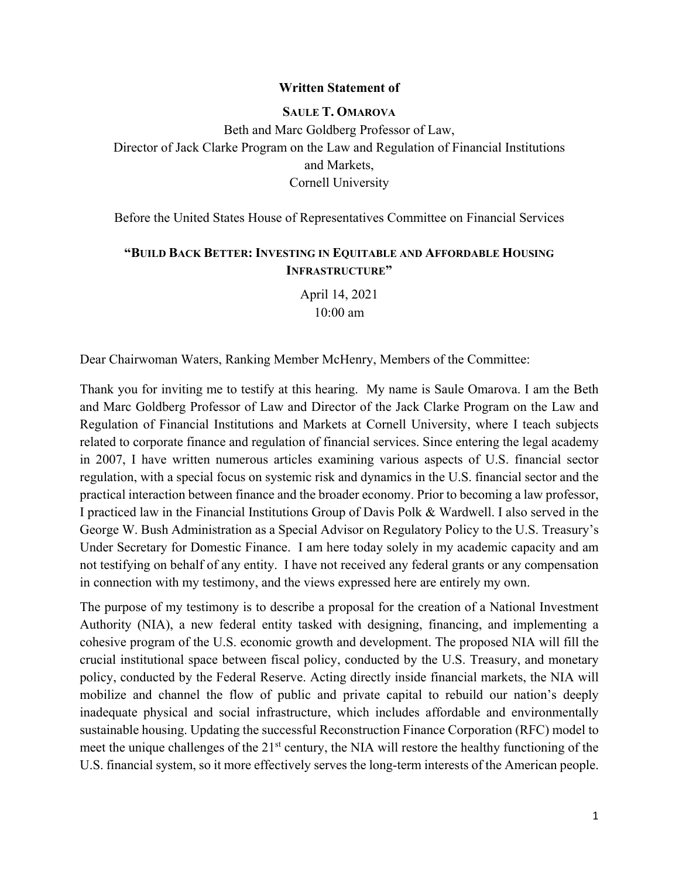**Written Statement of**

**SAULE T. OMAROVA**

Beth and Marc Goldberg Professor of Law,
Director of Jack Clarke Program on the Law and Regulation of Financial Institutions and Markets,
Cornell University

Before the United States House of Representatives Committee on Financial Services

**"BUILD BACK BETTER: INVESTING IN EQUITABLE AND AFFORDABLE HOUSING INFRASTRUCTURE"**

April 14, 2021
10:00 am

Dear Chairwoman Waters, Ranking Member McHenry, Members of the Committee:

Thank you for inviting me to testify at this hearing. My name is Saule Omarova. I am the Beth and Marc Goldberg Professor of Law and Director of the Jack Clarke Program on the Law and Regulation of Financial Institutions and Markets at Cornell University, where I teach subjects related to corporate finance and regulation of financial services. Since entering the legal academy in 2007, I have written numerous articles examining various aspects of U.S. financial sector regulation, with a special focus on systemic risk and dynamics in the U.S. financial sector and the practical interaction between finance and the broader economy. Prior to becoming a law professor, I practiced law in the Financial Institutions Group of Davis Polk & Wardwell. I also served in the George W. Bush Administration as a Special Advisor on Regulatory Policy to the U.S. Treasury's Under Secretary for Domestic Finance. I am here today solely in my academic capacity and am not testifying on behalf of any entity. I have not received any federal grants or any compensation in connection with my testimony, and the views expressed here are entirely my own.

The purpose of my testimony is to describe a proposal for the creation of a National Investment Authority (NIA), a new federal entity tasked with designing, financing, and implementing a cohesive program of the U.S. economic growth and development. The proposed NIA will fill the crucial institutional space between fiscal policy, conducted by the U.S. Treasury, and monetary policy, conducted by the Federal Reserve. Acting directly inside financial markets, the NIA will mobilize and channel the flow of public and private capital to rebuild our nation's deeply inadequate physical and social infrastructure, which includes affordable and environmentally sustainable housing. Updating the successful Reconstruction Finance Corporation (RFC) model to meet the unique challenges of the 21st century, the NIA will restore the healthy functioning of the U.S. financial system, so it more effectively serves the long-term interests of the American people.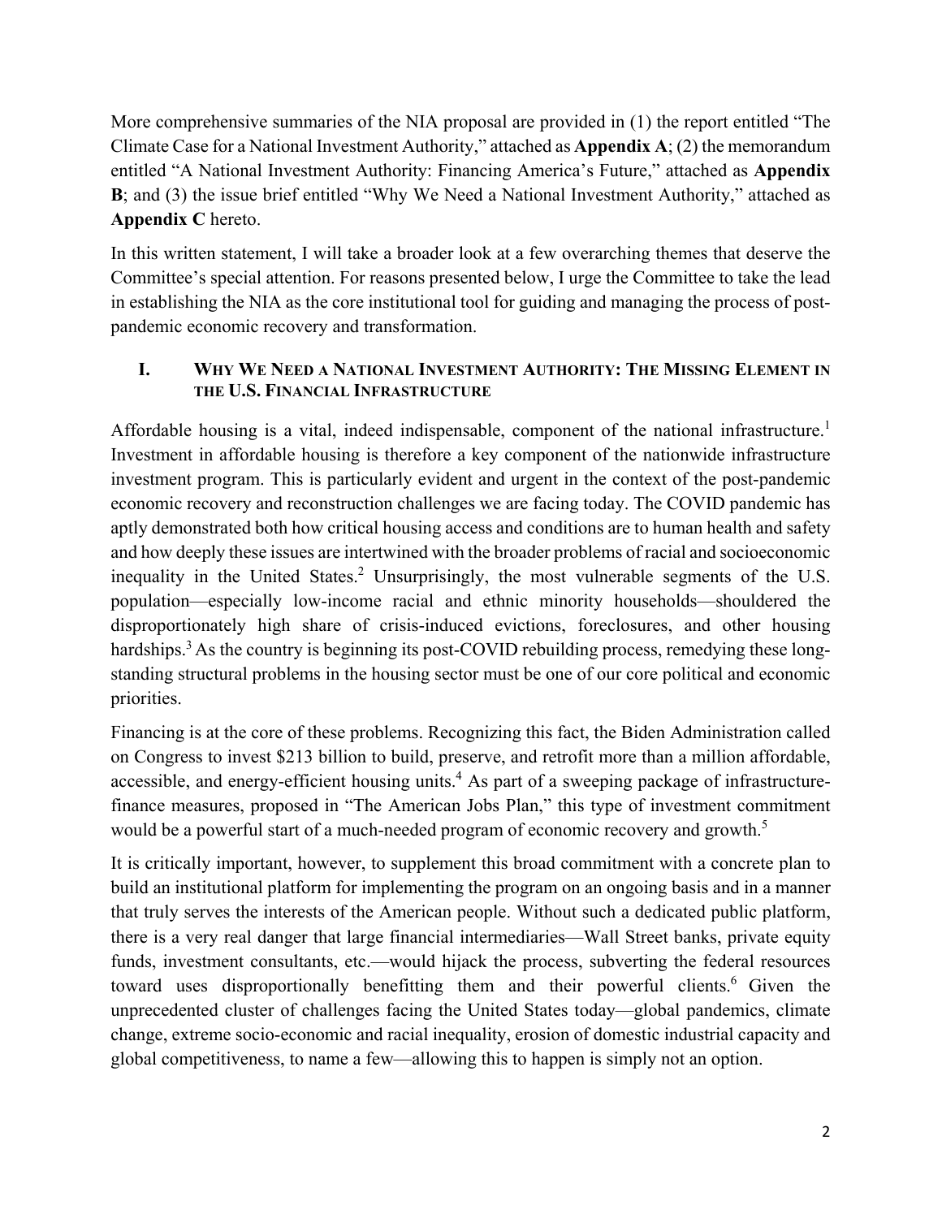More comprehensive summaries of the NIA proposal are provided in (1) the report entitled "The Climate Case for a National Investment Authority," attached as **Appendix A**; (2) the memorandum entitled "A National Investment Authority: Financing America's Future," attached as **Appendix B**; and (3) the issue brief entitled "Why We Need a National Investment Authority," attached as **Appendix C** hereto.

In this written statement, I will take a broader look at a few overarching themes that deserve the Committee's special attention. For reasons presented below, I urge the Committee to take the lead in establishing the NIA as the core institutional tool for guiding and managing the process of post-pandemic economic recovery and transformation.

## I. Why We Need a National Investment Authority: The Missing Element in the U.S. Financial Infrastructure

Affordable housing is a vital, indeed indispensable, component of the national infrastructure.[1] Investment in affordable housing is therefore a key component of the nationwide infrastructure investment program. This is particularly evident and urgent in the context of the post-pandemic economic recovery and reconstruction challenges we are facing today. The COVID pandemic has aptly demonstrated both how critical housing access and conditions are to human health and safety and how deeply these issues are intertwined with the broader problems of racial and socioeconomic inequality in the United States.[2] Unsurprisingly, the most vulnerable segments of the U.S. population—especially low-income racial and ethnic minority households—shouldered the disproportionately high share of crisis-induced evictions, foreclosures, and other housing hardships.[3] As the country is beginning its post-COVID rebuilding process, remedying these long-standing structural problems in the housing sector must be one of our core political and economic priorities.

Financing is at the core of these problems. Recognizing this fact, the Biden Administration called on Congress to invest $213 billion to build, preserve, and retrofit more than a million affordable, accessible, and energy-efficient housing units.[4] As part of a sweeping package of infrastructure-finance measures, proposed in "The American Jobs Plan," this type of investment commitment would be a powerful start of a much-needed program of economic recovery and growth.[5]

It is critically important, however, to supplement this broad commitment with a concrete plan to build an institutional platform for implementing the program on an ongoing basis and in a manner that truly serves the interests of the American people. Without such a dedicated public platform, there is a very real danger that large financial intermediaries—Wall Street banks, private equity funds, investment consultants, etc.—would hijack the process, subverting the federal resources toward uses disproportionally benefitting them and their powerful clients.[6] Given the unprecedented cluster of challenges facing the United States today—global pandemics, climate change, extreme socio-economic and racial inequality, erosion of domestic industrial capacity and global competitiveness, to name a few—allowing this to happen is simply not an option.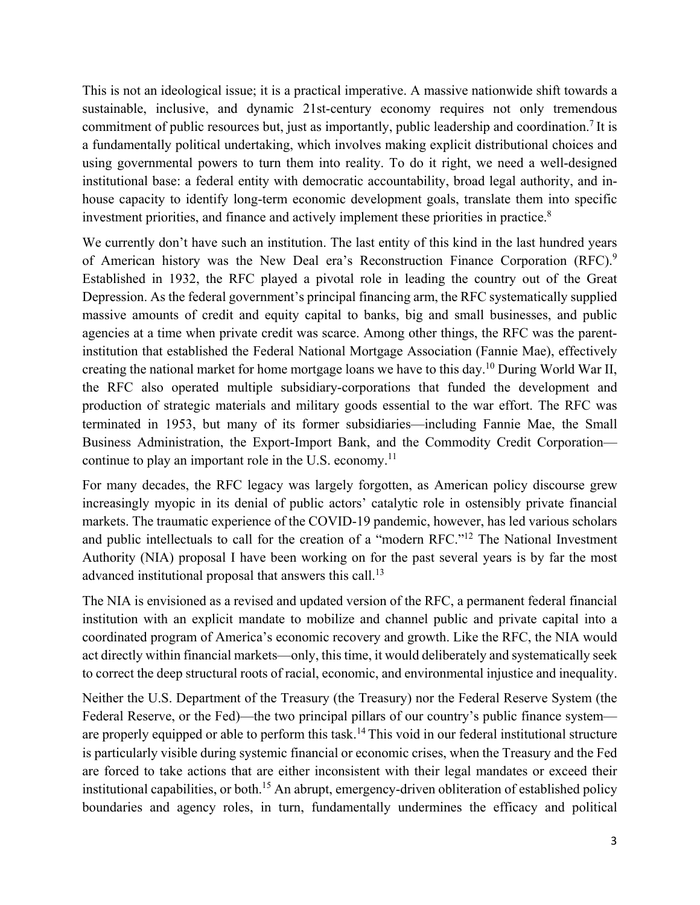This is not an ideological issue; it is a practical imperative. A massive nationwide shift towards a sustainable, inclusive, and dynamic 21st-century economy requires not only tremendous commitment of public resources but, just as importantly, public leadership and coordination.[7] It is a fundamentally political undertaking, which involves making explicit distributional choices and using governmental powers to turn them into reality. To do it right, we need a well-designed institutional base: a federal entity with democratic accountability, broad legal authority, and in-house capacity to identify long-term economic development goals, translate them into specific investment priorities, and finance and actively implement these priorities in practice.[8]

We currently don't have such an institution. The last entity of this kind in the last hundred years of American history was the New Deal era's Reconstruction Finance Corporation (RFC).[9] Established in 1932, the RFC played a pivotal role in leading the country out of the Great Depression. As the federal government's principal financing arm, the RFC systematically supplied massive amounts of credit and equity capital to banks, big and small businesses, and public agencies at a time when private credit was scarce. Among other things, the RFC was the parent-institution that established the Federal National Mortgage Association (Fannie Mae), effectively creating the national market for home mortgage loans we have to this day.[10] During World War II, the RFC also operated multiple subsidiary-corporations that funded the development and production of strategic materials and military goods essential to the war effort. The RFC was terminated in 1953, but many of its former subsidiaries—including Fannie Mae, the Small Business Administration, the Export-Import Bank, and the Commodity Credit Corporation—continue to play an important role in the U.S. economy.[11]

For many decades, the RFC legacy was largely forgotten, as American policy discourse grew increasingly myopic in its denial of public actors' catalytic role in ostensibly private financial markets. The traumatic experience of the COVID-19 pandemic, however, has led various scholars and public intellectuals to call for the creation of a "modern RFC."[12] The National Investment Authority (NIA) proposal I have been working on for the past several years is by far the most advanced institutional proposal that answers this call.[13]

The NIA is envisioned as a revised and updated version of the RFC, a permanent federal financial institution with an explicit mandate to mobilize and channel public and private capital into a coordinated program of America's economic recovery and growth. Like the RFC, the NIA would act directly within financial markets—only, this time, it would deliberately and systematically seek to correct the deep structural roots of racial, economic, and environmental injustice and inequality.

Neither the U.S. Department of the Treasury (the Treasury) nor the Federal Reserve System (the Federal Reserve, or the Fed)—the two principal pillars of our country's public finance system—are properly equipped or able to perform this task.[14] This void in our federal institutional structure is particularly visible during systemic financial or economic crises, when the Treasury and the Fed are forced to take actions that are either inconsistent with their legal mandates or exceed their institutional capabilities, or both.[15] An abrupt, emergency-driven obliteration of established policy boundaries and agency roles, in turn, fundamentally undermines the efficacy and political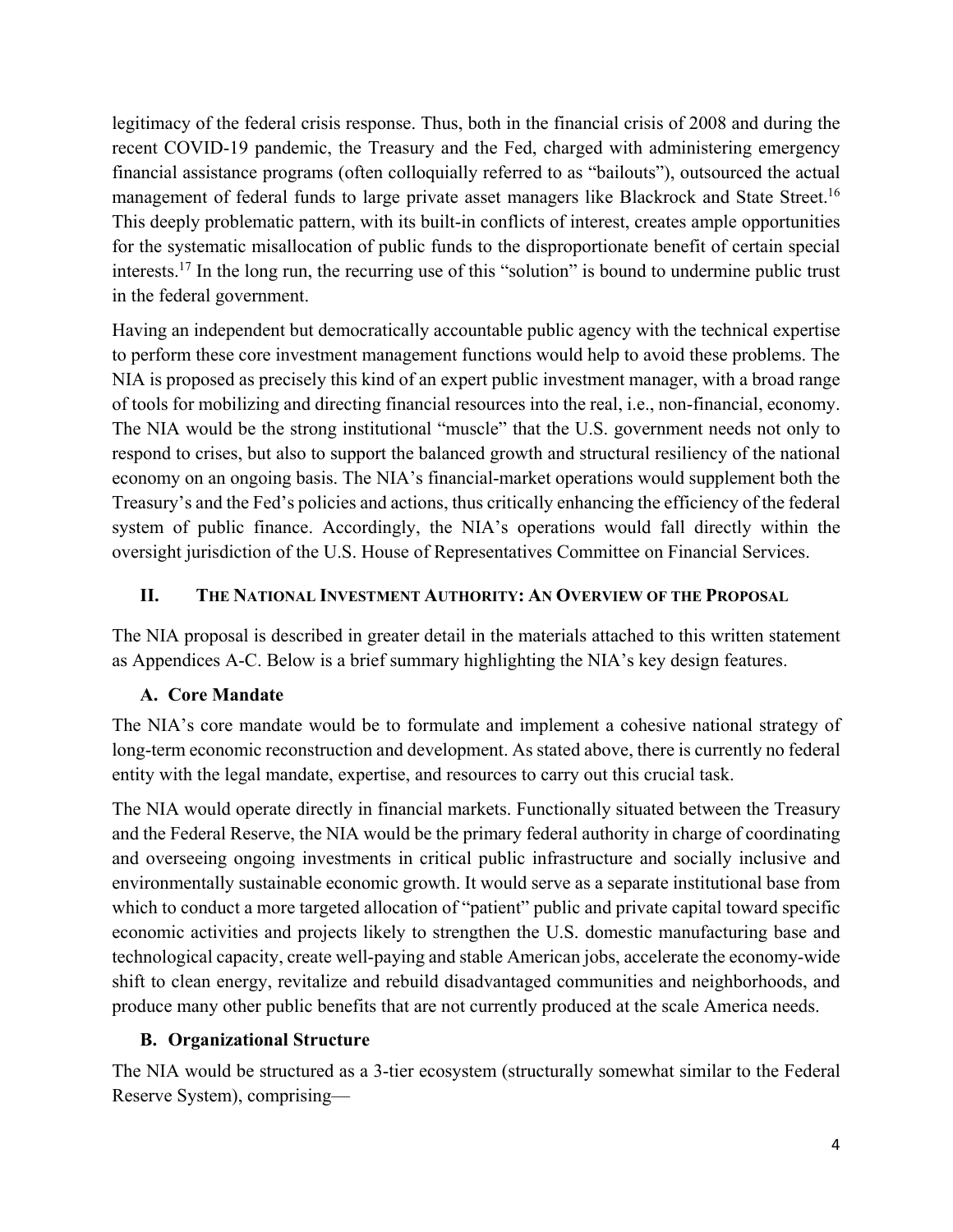legitimacy of the federal crisis response. Thus, both in the financial crisis of 2008 and during the recent COVID-19 pandemic, the Treasury and the Fed, charged with administering emergency financial assistance programs (often colloquially referred to as "bailouts"), outsourced the actual management of federal funds to large private asset managers like Blackrock and State Street.[16] This deeply problematic pattern, with its built-in conflicts of interest, creates ample opportunities for the systematic misallocation of public funds to the disproportionate benefit of certain special interests.[17] In the long run, the recurring use of this "solution" is bound to undermine public trust in the federal government.

Having an independent but democratically accountable public agency with the technical expertise to perform these core investment management functions would help to avoid these problems. The NIA is proposed as precisely this kind of an expert public investment manager, with a broad range of tools for mobilizing and directing financial resources into the real, i.e., non-financial, economy. The NIA would be the strong institutional "muscle" that the U.S. government needs not only to respond to crises, but also to support the balanced growth and structural resiliency of the national economy on an ongoing basis. The NIA's financial-market operations would supplement both the Treasury's and the Fed's policies and actions, thus critically enhancing the efficiency of the federal system of public finance. Accordingly, the NIA's operations would fall directly within the oversight jurisdiction of the U.S. House of Representatives Committee on Financial Services.

## II. The National Investment Authority: An Overview of the Proposal

The NIA proposal is described in greater detail in the materials attached to this written statement as Appendices A-C. Below is a brief summary highlighting the NIA's key design features.

### A. Core Mandate

The NIA's core mandate would be to formulate and implement a cohesive national strategy of long-term economic reconstruction and development. As stated above, there is currently no federal entity with the legal mandate, expertise, and resources to carry out this crucial task.

The NIA would operate directly in financial markets. Functionally situated between the Treasury and the Federal Reserve, the NIA would be the primary federal authority in charge of coordinating and overseeing ongoing investments in critical public infrastructure and socially inclusive and environmentally sustainable economic growth. It would serve as a separate institutional base from which to conduct a more targeted allocation of "patient" public and private capital toward specific economic activities and projects likely to strengthen the U.S. domestic manufacturing base and technological capacity, create well-paying and stable American jobs, accelerate the economy-wide shift to clean energy, revitalize and rebuild disadvantaged communities and neighborhoods, and produce many other public benefits that are not currently produced at the scale America needs.

### B. Organizational Structure

The NIA would be structured as a 3-tier ecosystem (structurally somewhat similar to the Federal Reserve System), comprising—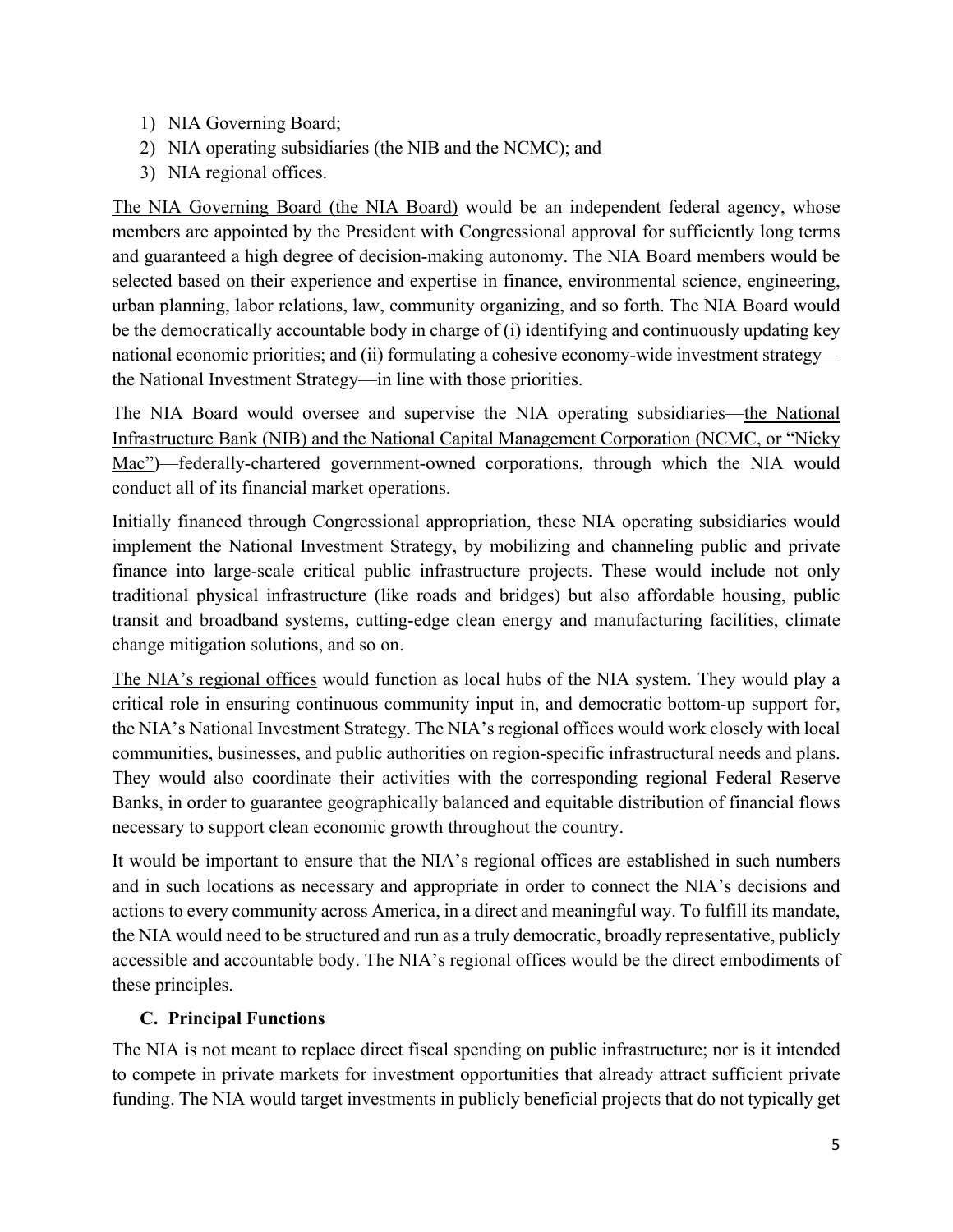1) NIA Governing Board;
2) NIA operating subsidiaries (the NIB and the NCMC); and
3) NIA regional offices.

The NIA Governing Board (the NIA Board) would be an independent federal agency, whose members are appointed by the President with Congressional approval for sufficiently long terms and guaranteed a high degree of decision-making autonomy. The NIA Board members would be selected based on their experience and expertise in finance, environmental science, engineering, urban planning, labor relations, law, community organizing, and so forth. The NIA Board would be the democratically accountable body in charge of (i) identifying and continuously updating key national economic priorities; and (ii) formulating a cohesive economy-wide investment strategy—the National Investment Strategy—in line with those priorities.

The NIA Board would oversee and supervise the NIA operating subsidiaries—the National Infrastructure Bank (NIB) and the National Capital Management Corporation (NCMC, or "Nicky Mac")—federally-chartered government-owned corporations, through which the NIA would conduct all of its financial market operations.

Initially financed through Congressional appropriation, these NIA operating subsidiaries would implement the National Investment Strategy, by mobilizing and channeling public and private finance into large-scale critical public infrastructure projects. These would include not only traditional physical infrastructure (like roads and bridges) but also affordable housing, public transit and broadband systems, cutting-edge clean energy and manufacturing facilities, climate change mitigation solutions, and so on.

The NIA's regional offices would function as local hubs of the NIA system. They would play a critical role in ensuring continuous community input in, and democratic bottom-up support for, the NIA's National Investment Strategy. The NIA's regional offices would work closely with local communities, businesses, and public authorities on region-specific infrastructural needs and plans. They would also coordinate their activities with the corresponding regional Federal Reserve Banks, in order to guarantee geographically balanced and equitable distribution of financial flows necessary to support clean economic growth throughout the country.

It would be important to ensure that the NIA's regional offices are established in such numbers and in such locations as necessary and appropriate in order to connect the NIA's decisions and actions to every community across America, in a direct and meaningful way. To fulfill its mandate, the NIA would need to be structured and run as a truly democratic, broadly representative, publicly accessible and accountable body. The NIA's regional offices would be the direct embodiments of these principles.

### C. Principal Functions

The NIA is not meant to replace direct fiscal spending on public infrastructure; nor is it intended to compete in private markets for investment opportunities that already attract sufficient private funding. The NIA would target investments in publicly beneficial projects that do not typically get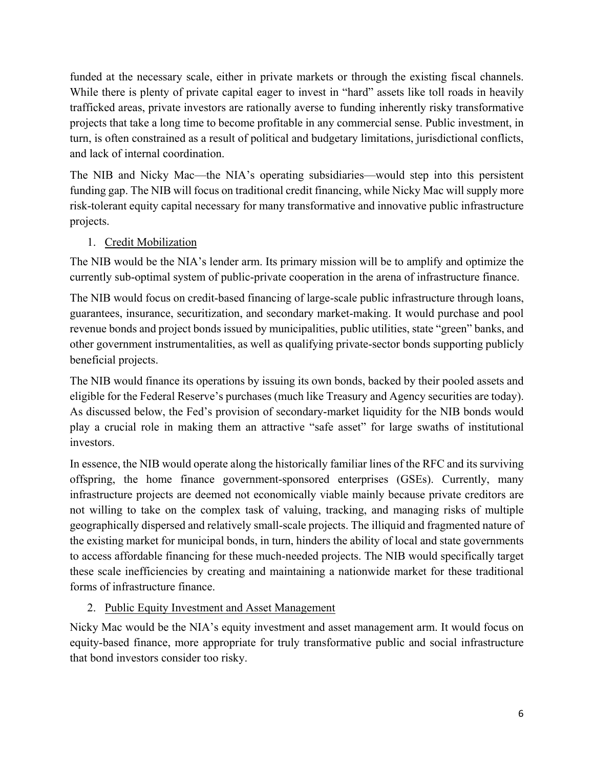funded at the necessary scale, either in private markets or through the existing fiscal channels. While there is plenty of private capital eager to invest in "hard" assets like toll roads in heavily trafficked areas, private investors are rationally averse to funding inherently risky transformative projects that take a long time to become profitable in any commercial sense. Public investment, in turn, is often constrained as a result of political and budgetary limitations, jurisdictional conflicts, and lack of internal coordination.

The NIB and Nicky Mac—the NIA's operating subsidiaries—would step into this persistent funding gap. The NIB will focus on traditional credit financing, while Nicky Mac will supply more risk-tolerant equity capital necessary for many transformative and innovative public infrastructure projects.

1. Credit Mobilization

The NIB would be the NIA's lender arm. Its primary mission will be to amplify and optimize the currently sub-optimal system of public-private cooperation in the arena of infrastructure finance.

The NIB would focus on credit-based financing of large-scale public infrastructure through loans, guarantees, insurance, securitization, and secondary market-making. It would purchase and pool revenue bonds and project bonds issued by municipalities, public utilities, state "green" banks, and other government instrumentalities, as well as qualifying private-sector bonds supporting publicly beneficial projects.

The NIB would finance its operations by issuing its own bonds, backed by their pooled assets and eligible for the Federal Reserve's purchases (much like Treasury and Agency securities are today). As discussed below, the Fed's provision of secondary-market liquidity for the NIB bonds would play a crucial role in making them an attractive "safe asset" for large swaths of institutional investors.

In essence, the NIB would operate along the historically familiar lines of the RFC and its surviving offspring, the home finance government-sponsored enterprises (GSEs). Currently, many infrastructure projects are deemed not economically viable mainly because private creditors are not willing to take on the complex task of valuing, tracking, and managing risks of multiple geographically dispersed and relatively small-scale projects. The illiquid and fragmented nature of the existing market for municipal bonds, in turn, hinders the ability of local and state governments to access affordable financing for these much-needed projects. The NIB would specifically target these scale inefficiencies by creating and maintaining a nationwide market for these traditional forms of infrastructure finance.

2. Public Equity Investment and Asset Management

Nicky Mac would be the NIA's equity investment and asset management arm. It would focus on equity-based finance, more appropriate for truly transformative public and social infrastructure that bond investors consider too risky.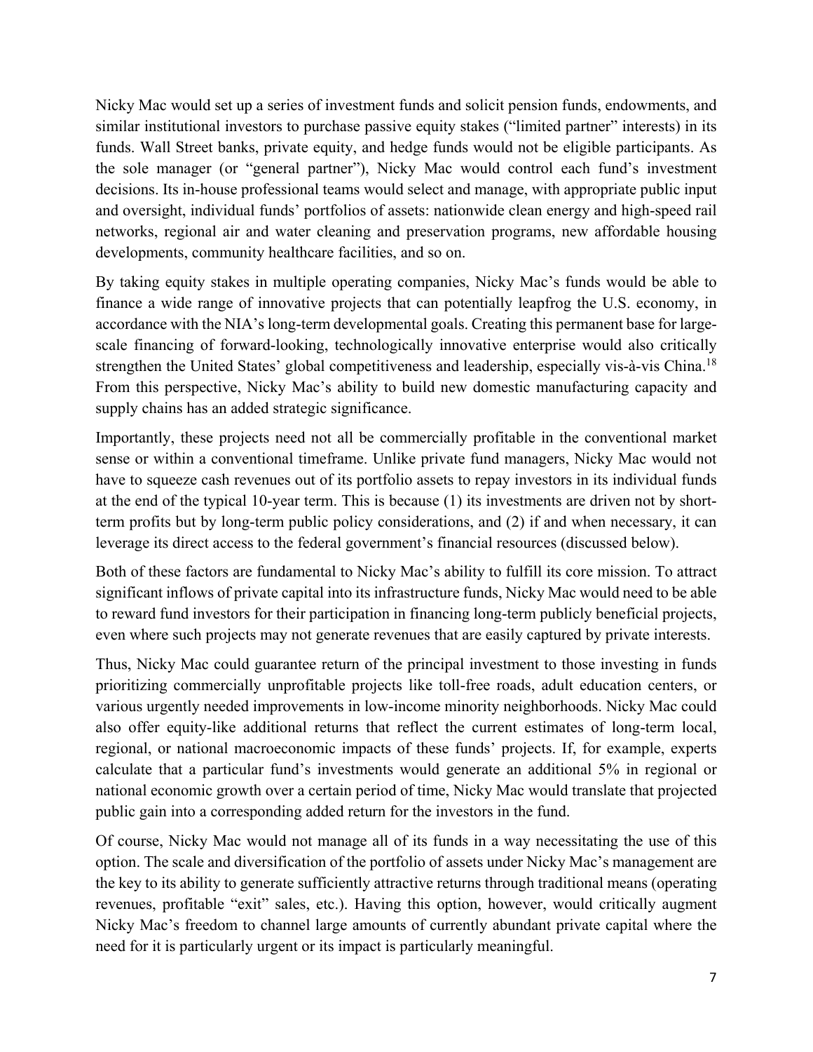Nicky Mac would set up a series of investment funds and solicit pension funds, endowments, and similar institutional investors to purchase passive equity stakes ("limited partner" interests) in its funds. Wall Street banks, private equity, and hedge funds would not be eligible participants. As the sole manager (or "general partner"), Nicky Mac would control each fund's investment decisions. Its in-house professional teams would select and manage, with appropriate public input and oversight, individual funds' portfolios of assets: nationwide clean energy and high-speed rail networks, regional air and water cleaning and preservation programs, new affordable housing developments, community healthcare facilities, and so on.

By taking equity stakes in multiple operating companies, Nicky Mac's funds would be able to finance a wide range of innovative projects that can potentially leapfrog the U.S. economy, in accordance with the NIA's long-term developmental goals. Creating this permanent base for large-scale financing of forward-looking, technologically innovative enterprise would also critically strengthen the United States' global competitiveness and leadership, especially vis-à-vis China.[18] From this perspective, Nicky Mac's ability to build new domestic manufacturing capacity and supply chains has an added strategic significance.

Importantly, these projects need not all be commercially profitable in the conventional market sense or within a conventional timeframe. Unlike private fund managers, Nicky Mac would not have to squeeze cash revenues out of its portfolio assets to repay investors in its individual funds at the end of the typical 10-year term. This is because (1) its investments are driven not by short-term profits but by long-term public policy considerations, and (2) if and when necessary, it can leverage its direct access to the federal government's financial resources (discussed below).

Both of these factors are fundamental to Nicky Mac's ability to fulfill its core mission. To attract significant inflows of private capital into its infrastructure funds, Nicky Mac would need to be able to reward fund investors for their participation in financing long-term publicly beneficial projects, even where such projects may not generate revenues that are easily captured by private interests.

Thus, Nicky Mac could guarantee return of the principal investment to those investing in funds prioritizing commercially unprofitable projects like toll-free roads, adult education centers, or various urgently needed improvements in low-income minority neighborhoods. Nicky Mac could also offer equity-like additional returns that reflect the current estimates of long-term local, regional, or national macroeconomic impacts of these funds' projects. If, for example, experts calculate that a particular fund's investments would generate an additional 5% in regional or national economic growth over a certain period of time, Nicky Mac would translate that projected public gain into a corresponding added return for the investors in the fund.

Of course, Nicky Mac would not manage all of its funds in a way necessitating the use of this option. The scale and diversification of the portfolio of assets under Nicky Mac's management are the key to its ability to generate sufficiently attractive returns through traditional means (operating revenues, profitable "exit" sales, etc.). Having this option, however, would critically augment Nicky Mac's freedom to channel large amounts of currently abundant private capital where the need for it is particularly urgent or its impact is particularly meaningful.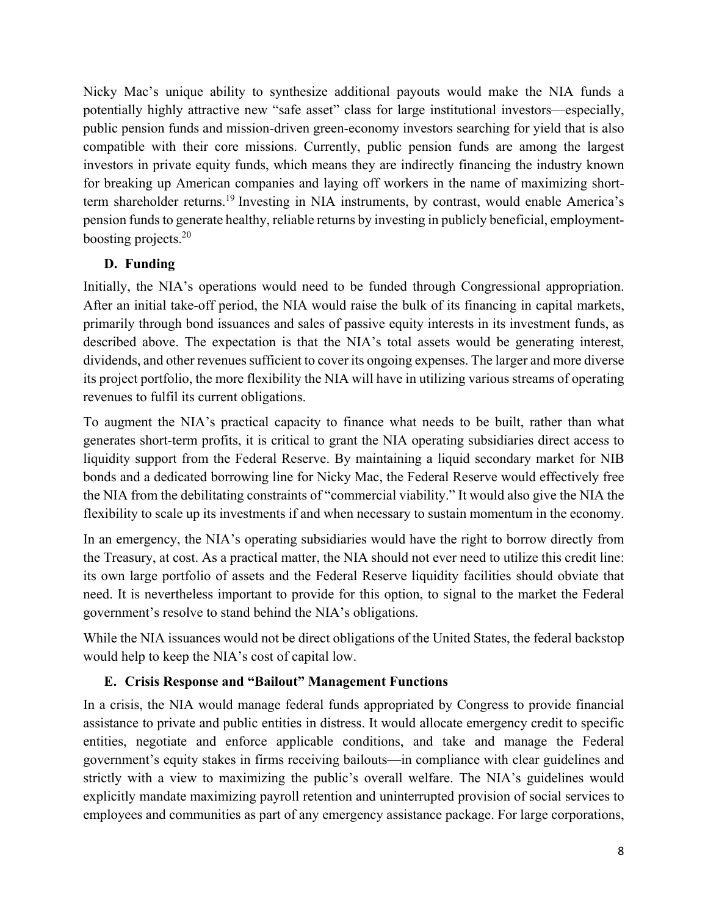Nicky Mac's unique ability to synthesize additional payouts would make the NIA funds a potentially highly attractive new "safe asset" class for large institutional investors—especially, public pension funds and mission-driven green-economy investors searching for yield that is also compatible with their core missions. Currently, public pension funds are among the largest investors in private equity funds, which means they are indirectly financing the industry known for breaking up American companies and laying off workers in the name of maximizing short-term shareholder returns.[19] Investing in NIA instruments, by contrast, would enable America's pension funds to generate healthy, reliable returns by investing in publicly beneficial, employment-boosting projects.[20]

### D. Funding

Initially, the NIA's operations would need to be funded through Congressional appropriation. After an initial take-off period, the NIA would raise the bulk of its financing in capital markets, primarily through bond issuances and sales of passive equity interests in its investment funds, as described above. The expectation is that the NIA's total assets would be generating interest, dividends, and other revenues sufficient to cover its ongoing expenses. The larger and more diverse its project portfolio, the more flexibility the NIA will have in utilizing various streams of operating revenues to fulfil its current obligations.

To augment the NIA's practical capacity to finance what needs to be built, rather than what generates short-term profits, it is critical to grant the NIA operating subsidiaries direct access to liquidity support from the Federal Reserve. By maintaining a liquid secondary market for NIB bonds and a dedicated borrowing line for Nicky Mac, the Federal Reserve would effectively free the NIA from the debilitating constraints of "commercial viability." It would also give the NIA the flexibility to scale up its investments if and when necessary to sustain momentum in the economy.

In an emergency, the NIA's operating subsidiaries would have the right to borrow directly from the Treasury, at cost. As a practical matter, the NIA should not ever need to utilize this credit line: its own large portfolio of assets and the Federal Reserve liquidity facilities should obviate that need. It is nevertheless important to provide for this option, to signal to the market the Federal government's resolve to stand behind the NIA's obligations.

While the NIA issuances would not be direct obligations of the United States, the federal backstop would help to keep the NIA's cost of capital low.

### E. Crisis Response and "Bailout" Management Functions

In a crisis, the NIA would manage federal funds appropriated by Congress to provide financial assistance to private and public entities in distress. It would allocate emergency credit to specific entities, negotiate and enforce applicable conditions, and take and manage the Federal government's equity stakes in firms receiving bailouts—in compliance with clear guidelines and strictly with a view to maximizing the public's overall welfare. The NIA's guidelines would explicitly mandate maximizing payroll retention and uninterrupted provision of social services to employees and communities as part of any emergency assistance package. For large corporations,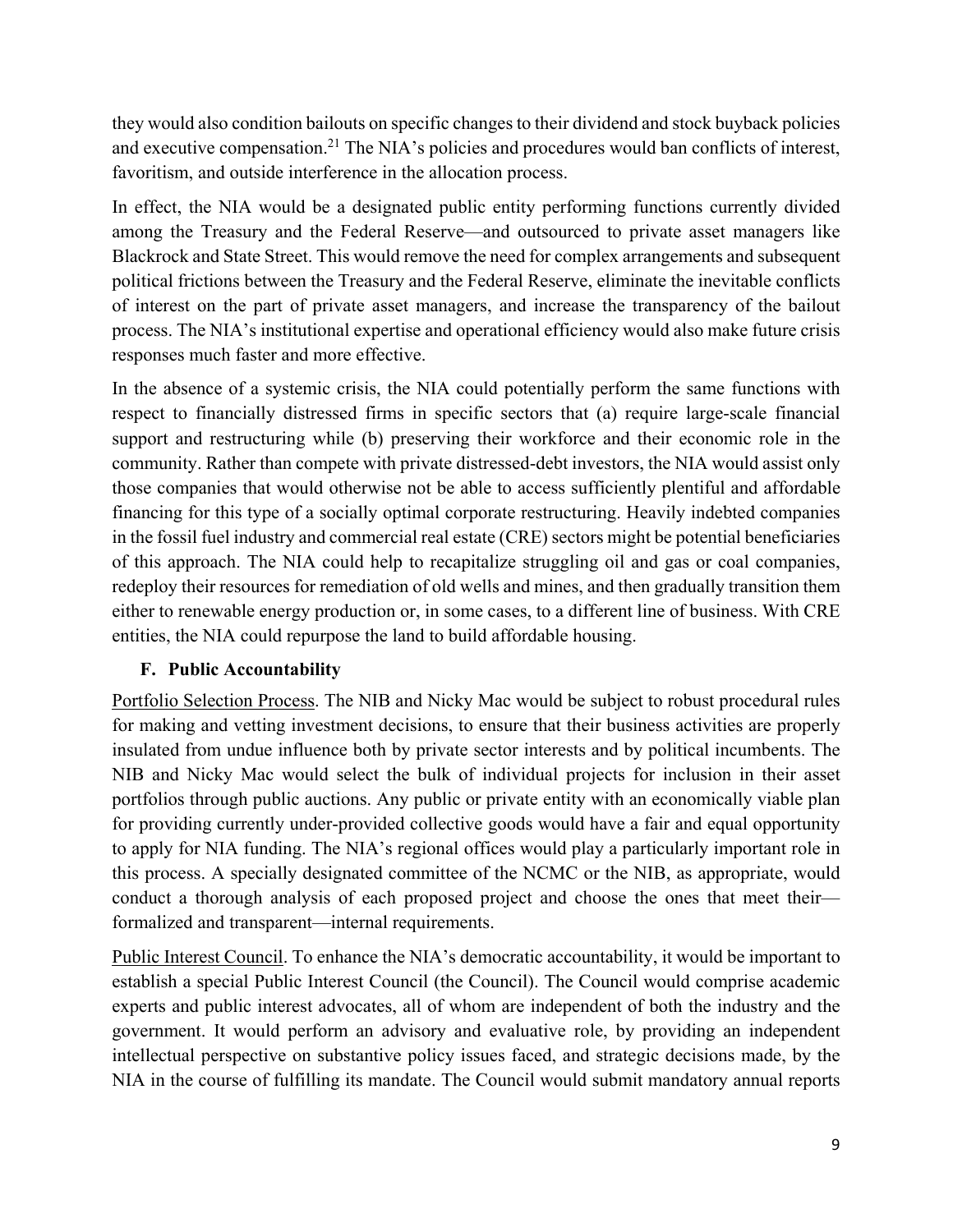they would also condition bailouts on specific changes to their dividend and stock buyback policies and executive compensation.[21] The NIA's policies and procedures would ban conflicts of interest, favoritism, and outside interference in the allocation process.

In effect, the NIA would be a designated public entity performing functions currently divided among the Treasury and the Federal Reserve—and outsourced to private asset managers like Blackrock and State Street. This would remove the need for complex arrangements and subsequent political frictions between the Treasury and the Federal Reserve, eliminate the inevitable conflicts of interest on the part of private asset managers, and increase the transparency of the bailout process. The NIA's institutional expertise and operational efficiency would also make future crisis responses much faster and more effective.

In the absence of a systemic crisis, the NIA could potentially perform the same functions with respect to financially distressed firms in specific sectors that (a) require large-scale financial support and restructuring while (b) preserving their workforce and their economic role in the community. Rather than compete with private distressed-debt investors, the NIA would assist only those companies that would otherwise not be able to access sufficiently plentiful and affordable financing for this type of a socially optimal corporate restructuring. Heavily indebted companies in the fossil fuel industry and commercial real estate (CRE) sectors might be potential beneficiaries of this approach. The NIA could help to recapitalize struggling oil and gas or coal companies, redeploy their resources for remediation of old wells and mines, and then gradually transition them either to renewable energy production or, in some cases, to a different line of business. With CRE entities, the NIA could repurpose the land to build affordable housing.

### F. Public Accountability

Portfolio Selection Process. The NIB and Nicky Mac would be subject to robust procedural rules for making and vetting investment decisions, to ensure that their business activities are properly insulated from undue influence both by private sector interests and by political incumbents. The NIB and Nicky Mac would select the bulk of individual projects for inclusion in their asset portfolios through public auctions. Any public or private entity with an economically viable plan for providing currently under-provided collective goods would have a fair and equal opportunity to apply for NIA funding. The NIA's regional offices would play a particularly important role in this process. A specially designated committee of the NCMC or the NIB, as appropriate, would conduct a thorough analysis of each proposed project and choose the ones that meet their—formalized and transparent—internal requirements.

Public Interest Council. To enhance the NIA's democratic accountability, it would be important to establish a special Public Interest Council (the Council). The Council would comprise academic experts and public interest advocates, all of whom are independent of both the industry and the government. It would perform an advisory and evaluative role, by providing an independent intellectual perspective on substantive policy issues faced, and strategic decisions made, by the NIA in the course of fulfilling its mandate. The Council would submit mandatory annual reports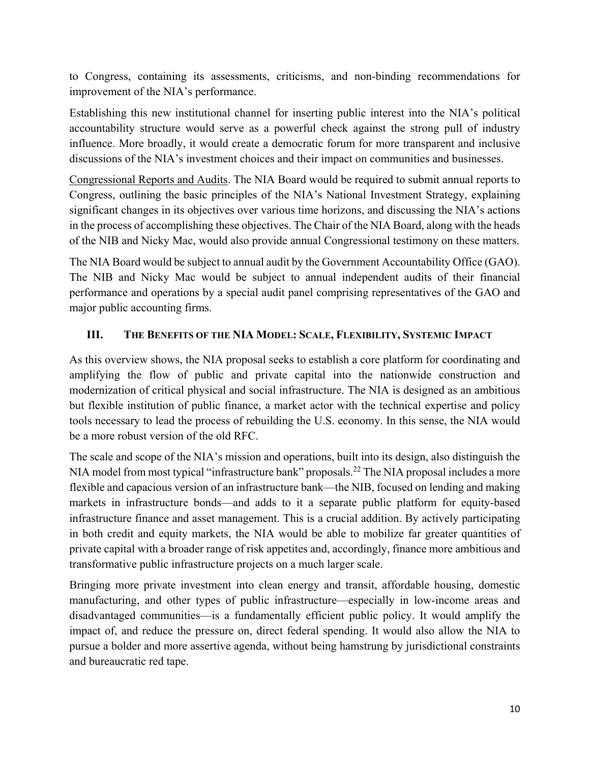to Congress, containing its assessments, criticisms, and non-binding recommendations for improvement of the NIA's performance.

Establishing this new institutional channel for inserting public interest into the NIA's political accountability structure would serve as a powerful check against the strong pull of industry influence. More broadly, it would create a democratic forum for more transparent and inclusive discussions of the NIA's investment choices and their impact on communities and businesses.

Congressional Reports and Audits. The NIA Board would be required to submit annual reports to Congress, outlining the basic principles of the NIA's National Investment Strategy, explaining significant changes in its objectives over various time horizons, and discussing the NIA's actions in the process of accomplishing these objectives. The Chair of the NIA Board, along with the heads of the NIB and Nicky Mac, would also provide annual Congressional testimony on these matters.

The NIA Board would be subject to annual audit by the Government Accountability Office (GAO). The NIB and Nicky Mac would be subject to annual independent audits of their financial performance and operations by a special audit panel comprising representatives of the GAO and major public accounting firms.

## III. The Benefits of the NIA Model: Scale, Flexibility, Systemic Impact

As this overview shows, the NIA proposal seeks to establish a core platform for coordinating and amplifying the flow of public and private capital into the nationwide construction and modernization of critical physical and social infrastructure. The NIA is designed as an ambitious but flexible institution of public finance, a market actor with the technical expertise and policy tools necessary to lead the process of rebuilding the U.S. economy. In this sense, the NIA would be a more robust version of the old RFC.

The scale and scope of the NIA's mission and operations, built into its design, also distinguish the NIA model from most typical "infrastructure bank" proposals.[22] The NIA proposal includes a more flexible and capacious version of an infrastructure bank—the NIB, focused on lending and making markets in infrastructure bonds—and adds to it a separate public platform for equity-based infrastructure finance and asset management. This is a crucial addition. By actively participating in both credit and equity markets, the NIA would be able to mobilize far greater quantities of private capital with a broader range of risk appetites and, accordingly, finance more ambitious and transformative public infrastructure projects on a much larger scale.

Bringing more private investment into clean energy and transit, affordable housing, domestic manufacturing, and other types of public infrastructure—especially in low-income areas and disadvantaged communities—is a fundamentally efficient public policy. It would amplify the impact of, and reduce the pressure on, direct federal spending. It would also allow the NIA to pursue a bolder and more assertive agenda, without being hamstrung by jurisdictional constraints and bureaucratic red tape.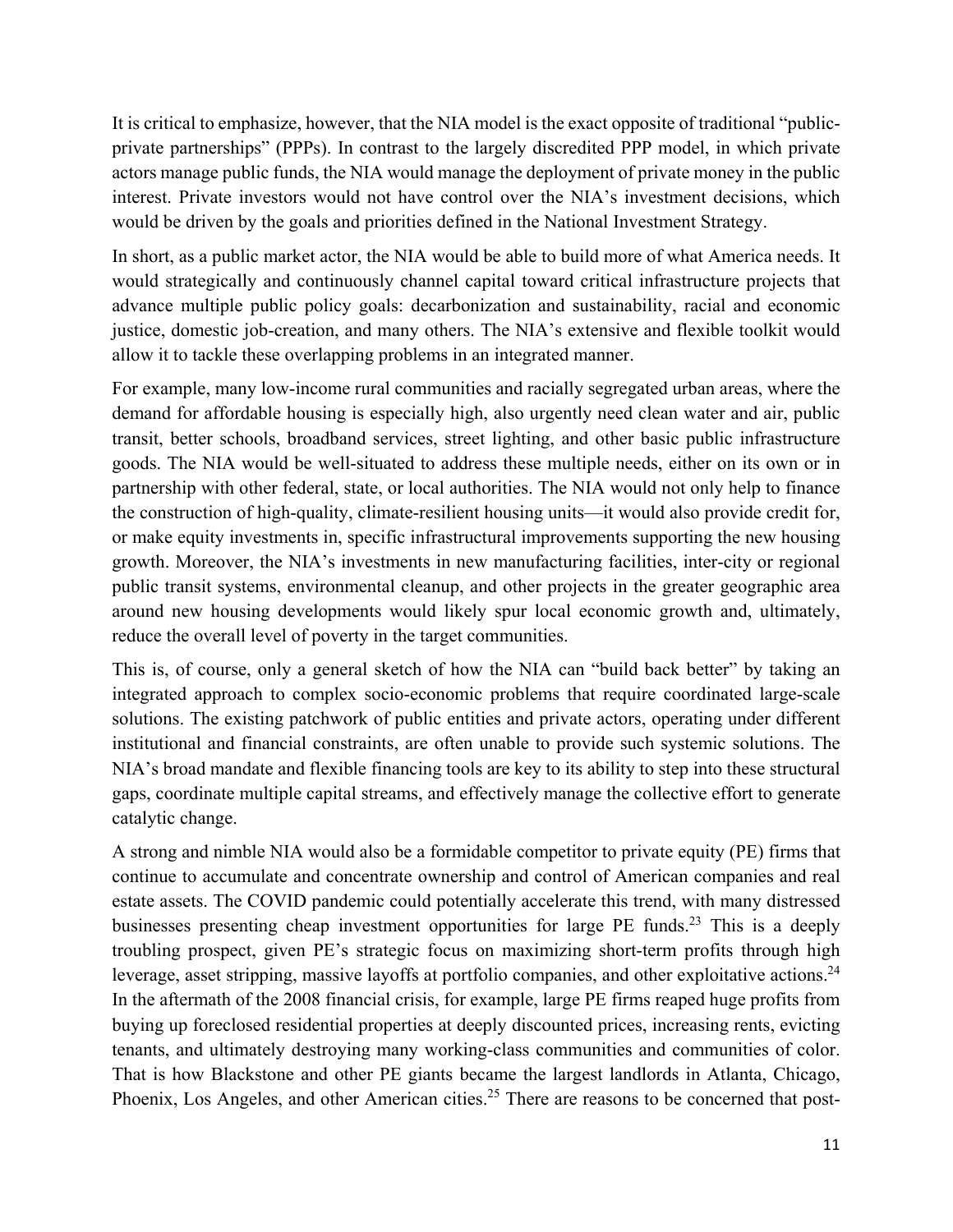It is critical to emphasize, however, that the NIA model is the exact opposite of traditional "public-private partnerships" (PPPs). In contrast to the largely discredited PPP model, in which private actors manage public funds, the NIA would manage the deployment of private money in the public interest. Private investors would not have control over the NIA's investment decisions, which would be driven by the goals and priorities defined in the National Investment Strategy.

In short, as a public market actor, the NIA would be able to build more of what America needs. It would strategically and continuously channel capital toward critical infrastructure projects that advance multiple public policy goals: decarbonization and sustainability, racial and economic justice, domestic job-creation, and many others. The NIA's extensive and flexible toolkit would allow it to tackle these overlapping problems in an integrated manner.

For example, many low-income rural communities and racially segregated urban areas, where the demand for affordable housing is especially high, also urgently need clean water and air, public transit, better schools, broadband services, street lighting, and other basic public infrastructure goods. The NIA would be well-situated to address these multiple needs, either on its own or in partnership with other federal, state, or local authorities. The NIA would not only help to finance the construction of high-quality, climate-resilient housing units—it would also provide credit for, or make equity investments in, specific infrastructural improvements supporting the new housing growth. Moreover, the NIA's investments in new manufacturing facilities, inter-city or regional public transit systems, environmental cleanup, and other projects in the greater geographic area around new housing developments would likely spur local economic growth and, ultimately, reduce the overall level of poverty in the target communities.

This is, of course, only a general sketch of how the NIA can "build back better" by taking an integrated approach to complex socio-economic problems that require coordinated large-scale solutions. The existing patchwork of public entities and private actors, operating under different institutional and financial constraints, are often unable to provide such systemic solutions. The NIA's broad mandate and flexible financing tools are key to its ability to step into these structural gaps, coordinate multiple capital streams, and effectively manage the collective effort to generate catalytic change.

A strong and nimble NIA would also be a formidable competitor to private equity (PE) firms that continue to accumulate and concentrate ownership and control of American companies and real estate assets. The COVID pandemic could potentially accelerate this trend, with many distressed businesses presenting cheap investment opportunities for large PE funds.[23] This is a deeply troubling prospect, given PE's strategic focus on maximizing short-term profits through high leverage, asset stripping, massive layoffs at portfolio companies, and other exploitative actions.[24] In the aftermath of the 2008 financial crisis, for example, large PE firms reaped huge profits from buying up foreclosed residential properties at deeply discounted prices, increasing rents, evicting tenants, and ultimately destroying many working-class communities and communities of color. That is how Blackstone and other PE giants became the largest landlords in Atlanta, Chicago, Phoenix, Los Angeles, and other American cities.[25] There are reasons to be concerned that post-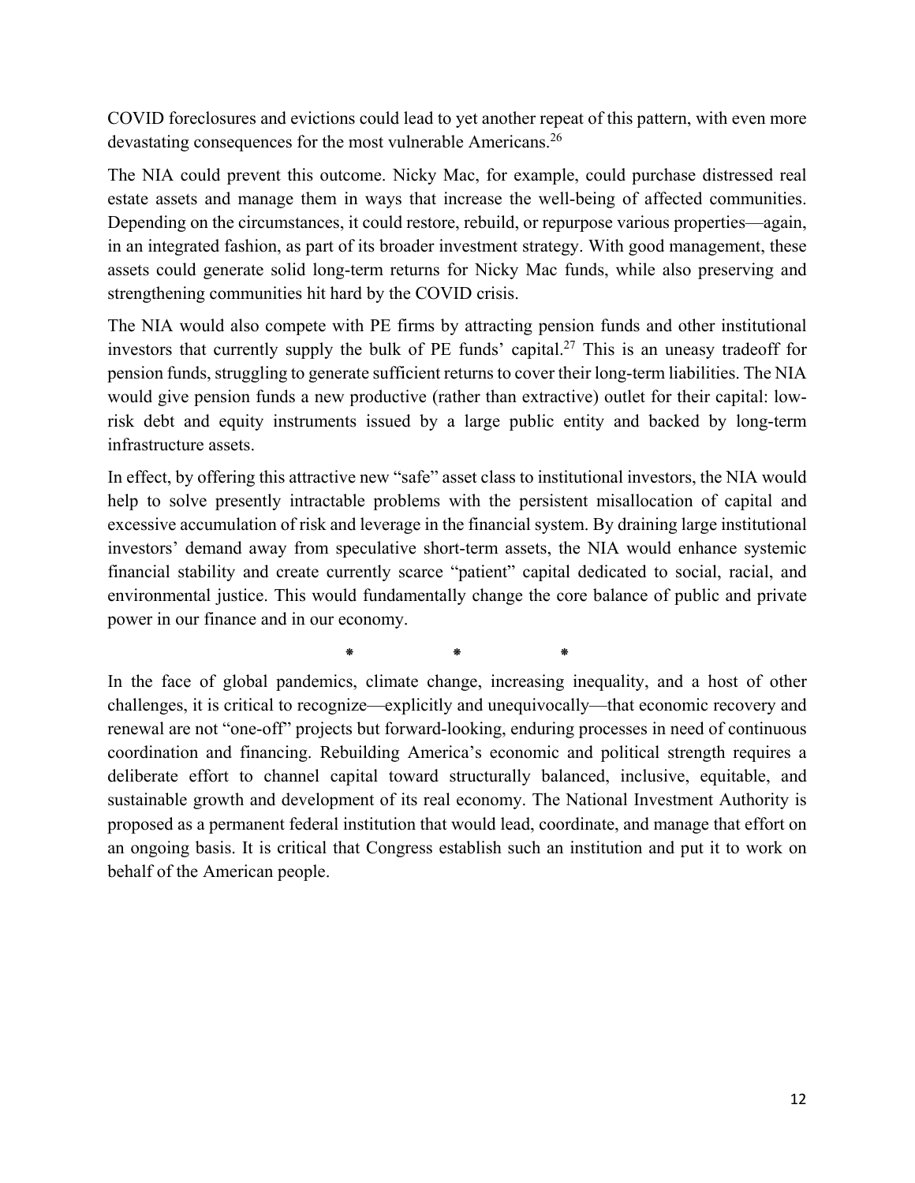COVID foreclosures and evictions could lead to yet another repeat of this pattern, with even more devastating consequences for the most vulnerable Americans.[26]

The NIA could prevent this outcome. Nicky Mac, for example, could purchase distressed real estate assets and manage them in ways that increase the well-being of affected communities. Depending on the circumstances, it could restore, rebuild, or repurpose various properties—again, in an integrated fashion, as part of its broader investment strategy. With good management, these assets could generate solid long-term returns for Nicky Mac funds, while also preserving and strengthening communities hit hard by the COVID crisis.

The NIA would also compete with PE firms by attracting pension funds and other institutional investors that currently supply the bulk of PE funds' capital.[27] This is an uneasy tradeoff for pension funds, struggling to generate sufficient returns to cover their long-term liabilities. The NIA would give pension funds a new productive (rather than extractive) outlet for their capital: low-risk debt and equity instruments issued by a large public entity and backed by long-term infrastructure assets.

In effect, by offering this attractive new "safe" asset class to institutional investors, the NIA would help to solve presently intractable problems with the persistent misallocation of capital and excessive accumulation of risk and leverage in the financial system. By draining large institutional investors' demand away from speculative short-term assets, the NIA would enhance systemic financial stability and create currently scarce "patient" capital dedicated to social, racial, and environmental justice. This would fundamentally change the core balance of public and private power in our finance and in our economy.

\* \* \*

In the face of global pandemics, climate change, increasing inequality, and a host of other challenges, it is critical to recognize—explicitly and unequivocally—that economic recovery and renewal are not "one-off" projects but forward-looking, enduring processes in need of continuous coordination and financing. Rebuilding America's economic and political strength requires a deliberate effort to channel capital toward structurally balanced, inclusive, equitable, and sustainable growth and development of its real economy. The National Investment Authority is proposed as a permanent federal institution that would lead, coordinate, and manage that effort on an ongoing basis. It is critical that Congress establish such an institution and put it to work on behalf of the American people.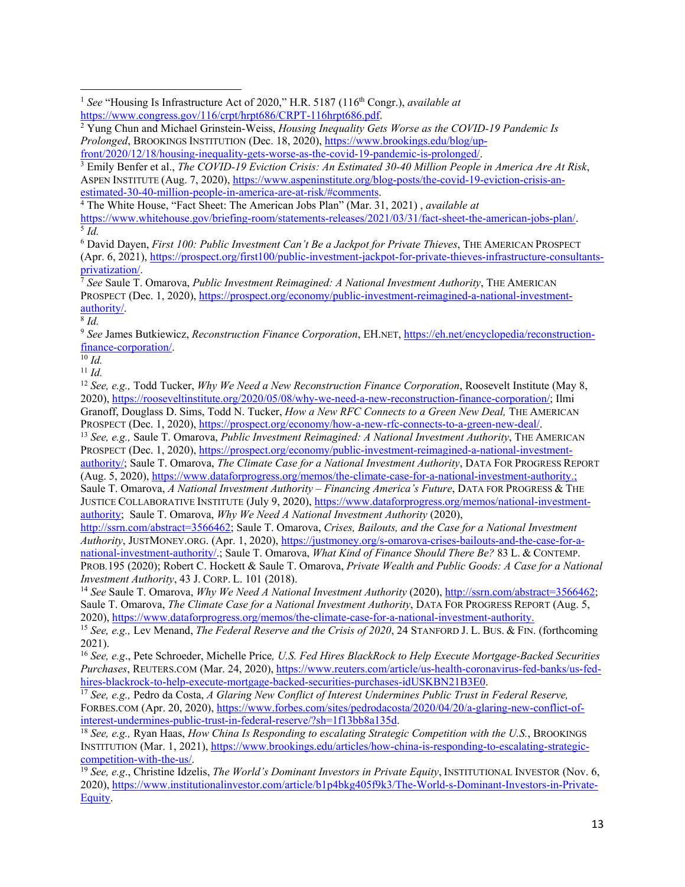[1] *See* "Housing Is Infrastructure Act of 2020," H.R. 5187 (116th Congr.), *available at* https://www.congress.gov/116/crpt/hrpt686/CRPT-116hrpt686.pdf.

[2] Yung Chun and Michael Grinstein-Weiss, *Housing Inequality Gets Worse as the COVID-19 Pandemic Is Prolonged*, BROOKINGS INSTITUTION (Dec. 18, 2020), https://www.brookings.edu/blog/up-front/2020/12/18/housing-inequality-gets-worse-as-the-covid-19-pandemic-is-prolonged/.

[3] Emily Benfer et al., *The COVID-19 Eviction Crisis: An Estimated 30-40 Million People in America Are At Risk*, ASPEN INSTITUTE (Aug. 7, 2020), https://www.aspeninstitute.org/blog-posts/the-covid-19-eviction-crisis-an-estimated-30-40-million-people-in-america-are-at-risk/#comments.

[4] The White House, "Fact Sheet: The American Jobs Plan" (Mar. 31, 2021) , *available at* https://www.whitehouse.gov/briefing-room/statements-releases/2021/03/31/fact-sheet-the-american-jobs-plan/.

[5] *Id.*

[6] David Dayen, *First 100: Public Investment Can't Be a Jackpot for Private Thieves*, THE AMERICAN PROSPECT (Apr. 6, 2021), https://prospect.org/first100/public-investment-jackpot-for-private-thieves-infrastructure-consultants-privatization/.

[7] *See* Saule T. Omarova, *Public Investment Reimagined: A National Investment Authority*, THE AMERICAN PROSPECT (Dec. 1, 2020), https://prospect.org/economy/public-investment-reimagined-a-national-investment-authority/.

[8] *Id.*

[9] *See* James Butkiewicz, *Reconstruction Finance Corporation*, EH.NET, https://eh.net/encyclopedia/reconstruction-finance-corporation/.

[10] *Id.*

[11] *Id.*

[12] *See, e.g.,* Todd Tucker, *Why We Need a New Reconstruction Finance Corporation*, Roosevelt Institute (May 8, 2020), https://rooseveltinstitute.org/2020/05/08/why-we-need-a-new-reconstruction-finance-corporation/; Ilmi Granoff, Douglass D. Sims, Todd N. Tucker, *How a New RFC Connects to a Green New Deal,* THE AMERICAN PROSPECT (Dec. 1, 2020), https://prospect.org/economy/how-a-new-rfc-connects-to-a-green-new-deal/.

[13] *See, e.g.,* Saule T. Omarova, *Public Investment Reimagined: A National Investment Authority*, THE AMERICAN PROSPECT (Dec. 1, 2020), https://prospect.org/economy/public-investment-reimagined-a-national-investment-authority/; Saule T. Omarova, *The Climate Case for a National Investment Authority*, DATA FOR PROGRESS REPORT (Aug. 5, 2020), https://www.dataforprogress.org/memos/the-climate-case-for-a-national-investment-authority.; Saule T. Omarova, *A National Investment Authority – Financing America's Future*, DATA FOR PROGRESS & THE JUSTICE COLLABORATIVE INSTITUTE (July 9, 2020), https://www.dataforprogress.org/memos/national-investment-authority; Saule T. Omarova, *Why We Need A National Investment Authority* (2020), http://ssrn.com/abstract=3566462; Saule T. Omarova, *Crises, Bailouts, and the Case for a National Investment Authority*, JUSTMONEY.ORG. (Apr. 1, 2020), https://justmoney.org/s-omarova-crises-bailouts-and-the-case-for-a-national-investment-authority/.; Saule T. Omarova, *What Kind of Finance Should There Be?* 83 L. & CONTEMP. PROB.195 (2020); Robert C. Hockett & Saule T. Omarova, *Private Wealth and Public Goods: A Case for a National Investment Authority*, 43 J. CORP. L. 101 (2018).

[14] *See* Saule T. Omarova, *Why We Need A National Investment Authority* (2020), http://ssrn.com/abstract=3566462; Saule T. Omarova, *The Climate Case for a National Investment Authority*, DATA FOR PROGRESS REPORT (Aug. 5, 2020), https://www.dataforprogress.org/memos/the-climate-case-for-a-national-investment-authority.

[15] *See, e.g.,* Lev Menand, *The Federal Reserve and the Crisis of 2020*, 24 STANFORD J. L. BUS. & FIN. (forthcoming 2021).

[16] *See, e.g*., Pete Schroeder, Michelle Price*, U.S. Fed Hires BlackRock to Help Execute Mortgage-Backed Securities Purchases*, REUTERS.COM (Mar. 24, 2020), https://www.reuters.com/article/us-health-coronavirus-fed-banks/us-fed-hires-blackrock-to-help-execute-mortgage-backed-securities-purchases-idUSKBN21B3E0.

[17] *See, e.g.,* Pedro da Costa, *A Glaring New Conflict of Interest Undermines Public Trust in Federal Reserve,* FORBES.COM (Apr. 20, 2020), https://www.forbes.com/sites/pedrodacosta/2020/04/20/a-glaring-new-conflict-of-interest-undermines-public-trust-in-federal-reserve/?sh=1f13bb8a135d.

[18] *See, e.g.,* Ryan Haas, *How China Is Responding to escalating Strategic Competition with the U.S.*, BROOKINGS INSTITUTION (Mar. 1, 2021), https://www.brookings.edu/articles/how-china-is-responding-to-escalating-strategic-competition-with-the-us/.

[19] *See, e.g*., Christine Idzelis, *The World's Dominant Investors in Private Equity*, INSTITUTIONAL INVESTOR (Nov. 6, 2020), https://www.institutionalinvestor.com/article/b1p4bkg405f9k3/The-World-s-Dominant-Investors-in-Private-Equity.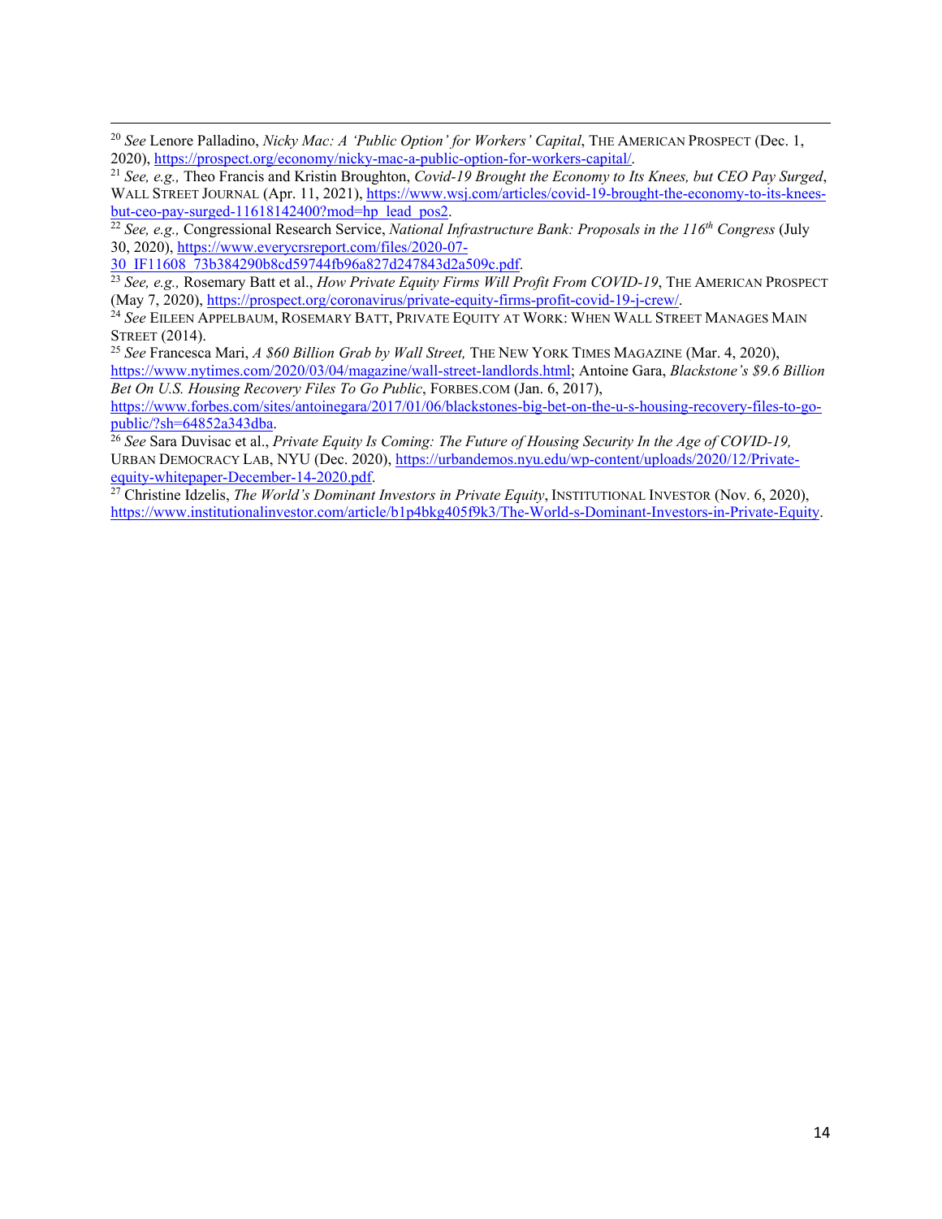[20] *See* Lenore Palladino, *Nicky Mac: A 'Public Option' for Workers' Capital*, THE AMERICAN PROSPECT (Dec. 1, 2020), https://prospect.org/economy/nicky-mac-a-public-option-for-workers-capital/.

[21] *See, e.g.,* Theo Francis and Kristin Broughton, *Covid-19 Brought the Economy to Its Knees, but CEO Pay Surged*, WALL STREET JOURNAL (Apr. 11, 2021), https://www.wsj.com/articles/covid-19-brought-the-economy-to-its-knees-but-ceo-pay-surged-11618142400?mod=hp_lead_pos2.

[22] *See, e.g.,* Congressional Research Service, *National Infrastructure Bank: Proposals in the 116th Congress* (July 30, 2020), https://www.everycrsreport.com/files/2020-07-30_IF11608_73b384290b8cd59744fb96a827d247843d2a509c.pdf.

[23] *See, e.g.,* Rosemary Batt et al., *How Private Equity Firms Will Profit From COVID-19*, THE AMERICAN PROSPECT (May 7, 2020), https://prospect.org/coronavirus/private-equity-firms-profit-covid-19-j-crew/.

[24] *See* EILEEN APPELBAUM, ROSEMARY BATT, PRIVATE EQUITY AT WORK: WHEN WALL STREET MANAGES MAIN STREET (2014).

[25] *See* Francesca Mari, *A $60 Billion Grab by Wall Street,* THE NEW YORK TIMES MAGAZINE (Mar. 4, 2020), https://www.nytimes.com/2020/03/04/magazine/wall-street-landlords.html; Antoine Gara, *Blackstone's $9.6 Billion Bet On U.S. Housing Recovery Files To Go Public*, FORBES.COM (Jan. 6, 2017), https://www.forbes.com/sites/antoinegara/2017/01/06/blackstones-big-bet-on-the-u-s-housing-recovery-files-to-go-public/?sh=64852a343dba.

[26] *See* Sara Duvisac et al., *Private Equity Is Coming: The Future of Housing Security In the Age of COVID-19,* URBAN DEMOCRACY LAB, NYU (Dec. 2020), https://urbandemos.nyu.edu/wp-content/uploads/2020/12/Private-equity-whitepaper-December-14-2020.pdf.

[27] Christine Idzelis, *The World's Dominant Investors in Private Equity*, INSTITUTIONAL INVESTOR (Nov. 6, 2020), https://www.institutionalinvestor.com/article/b1p4bkg405f9k3/The-World-s-Dominant-Investors-in-Private-Equity.